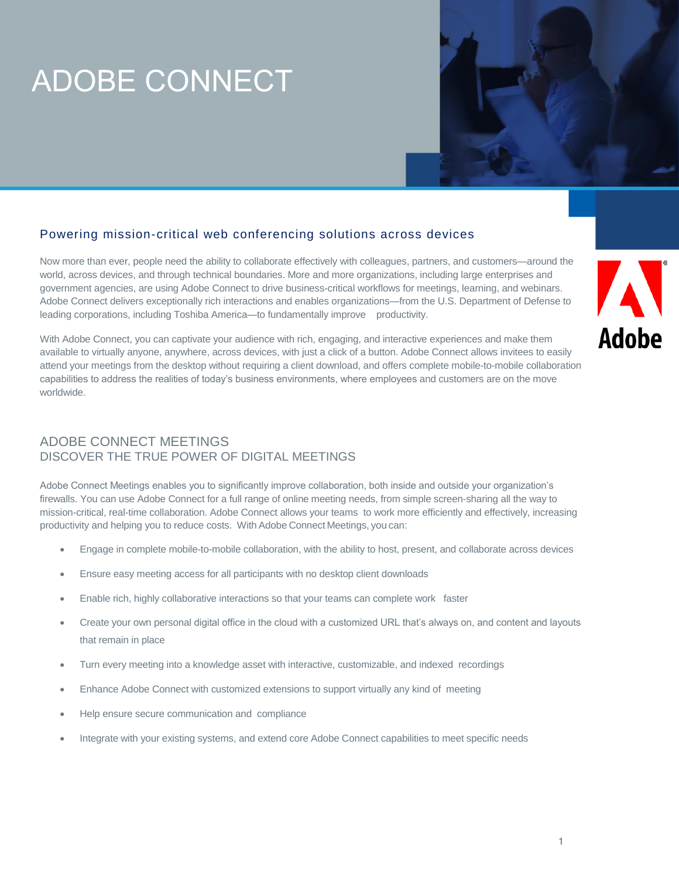# ADOBE CONNECT

### Powering mission-critical web conferencing solutions across devices

Now more than ever, people need the ability to collaborate effectively with colleagues, partners, and customers—around the world, across devices, and through technical boundaries. More and more organizations, including large enterprises and government agencies, are using Adobe Connect to drive business-critical workflows for meetings, learning, and webinars. Adobe Connect delivers exceptionally rich interactions and enables organizations—from the U.S. Department of Defense to leading corporations, including Toshiba America—to fundamentally improve productivity.

With Adobe Connect, you can captivate your audience with rich, engaging, and interactive experiences and make them available to virtually anyone, anywhere, across devices, with just a click of a button. Adobe Connect allows invitees to easily attend your meetings from the desktop without requiring a client download, and offers complete mobile-to-mobile collaboration capabilities to address the realities of today's business environments, where employees and customers are on the move worldwide.

## ADOBE CONNECT MEETINGS
## DISCOVER THE TRUE POWER OF DIGITAL MEETINGS

Adobe Connect Meetings enables you to significantly improve collaboration, both inside and outside your organization's firewalls. You can use Adobe Connect for a full range of online meeting needs, from simple screen-sharing all the way to mission-critical, real-time collaboration. Adobe Connect allows your teams to work more efficiently and effectively, increasing productivity and helping you to reduce costs. With Adobe Connect Meetings, you can:

- Engage in complete mobile-to-mobile collaboration, with the ability to host, present, and collaborate across devices
- Ensure easy meeting access for all participants with no desktop client downloads
- Enable rich, highly collaborative interactions so that your teams can complete work faster
- Create your own personal digital office in the cloud with a customized URL that's always on, and content and layouts that remain in place
- Turn every meeting into a knowledge asset with interactive, customizable, and indexed recordings
- Enhance Adobe Connect with customized extensions to support virtually any kind of meeting
- Help ensure secure communication and compliance
- Integrate with your existing systems, and extend core Adobe Connect capabilities to meet specific needs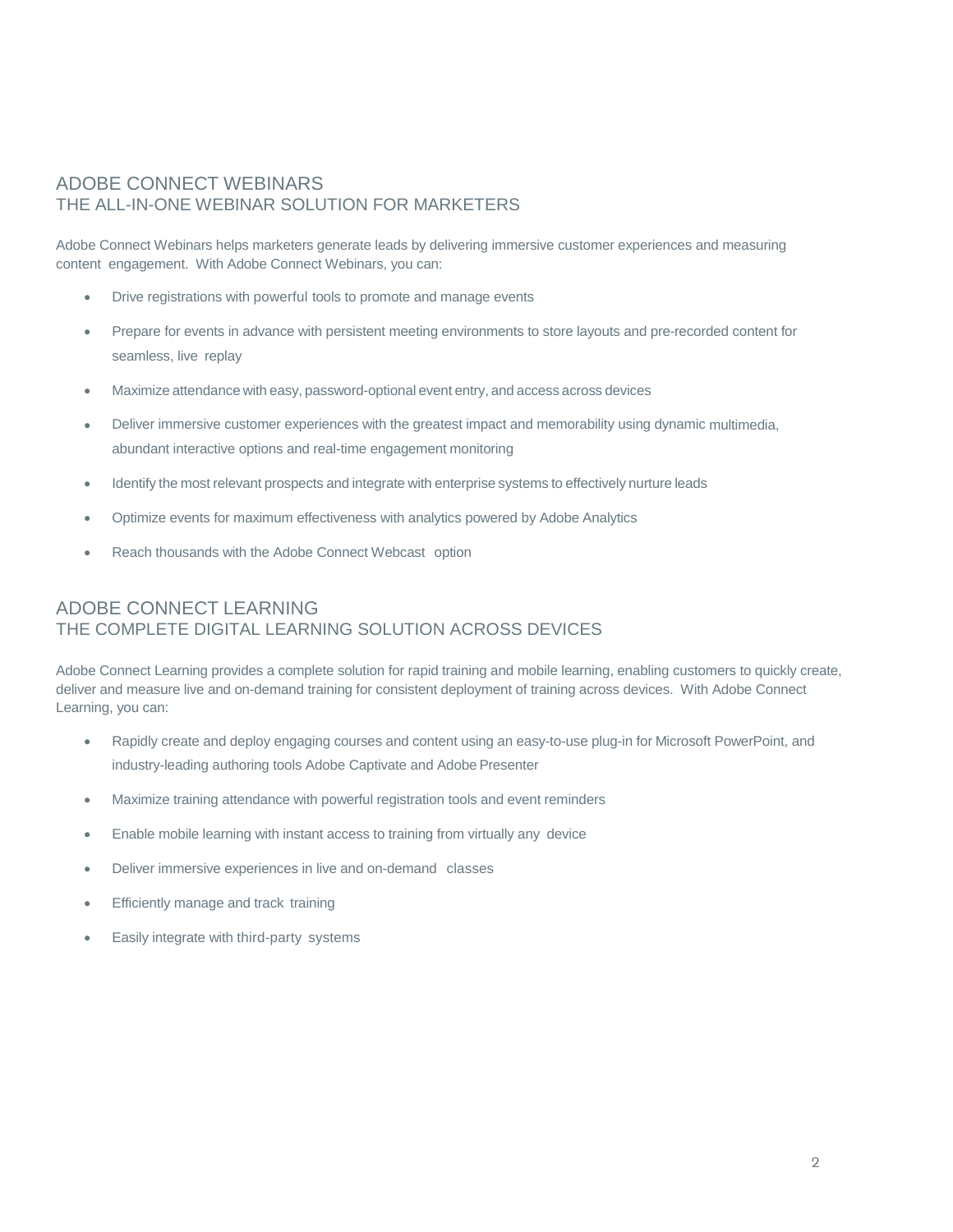## ADOBE CONNECT WEBINARS
### THE ALL-IN-ONE WEBINAR SOLUTION FOR MARKETERS

Adobe Connect Webinars helps marketers generate leads by delivering immersive customer experiences and measuring content engagement. With Adobe Connect Webinars, you can:

- Drive registrations with powerful tools to promote and manage events
- Prepare for events in advance with persistent meeting environments to store layouts and pre-recorded content for seamless, live replay
- Maximize attendance with easy, password-optional event entry, and access across devices
- Deliver immersive customer experiences with the greatest impact and memorability using dynamic multimedia, abundant interactive options and real-time engagement monitoring
- Identify the most relevant prospects and integrate with enterprise systems to effectively nurture leads
- Optimize events for maximum effectiveness with analytics powered by Adobe Analytics
- Reach thousands with the Adobe Connect Webcast option

## ADOBE CONNECT LEARNING
### THE COMPLETE DIGITAL LEARNING SOLUTION ACROSS DEVICES

Adobe Connect Learning provides a complete solution for rapid training and mobile learning, enabling customers to quickly create, deliver and measure live and on-demand training for consistent deployment of training across devices. With Adobe Connect Learning, you can:

- Rapidly create and deploy engaging courses and content using an easy-to-use plug-in for Microsoft PowerPoint, and industry-leading authoring tools Adobe Captivate and Adobe Presenter
- Maximize training attendance with powerful registration tools and event reminders
- Enable mobile learning with instant access to training from virtually any device
- Deliver immersive experiences in live and on-demand classes
- Efficiently manage and track training
- Easily integrate with third-party systems